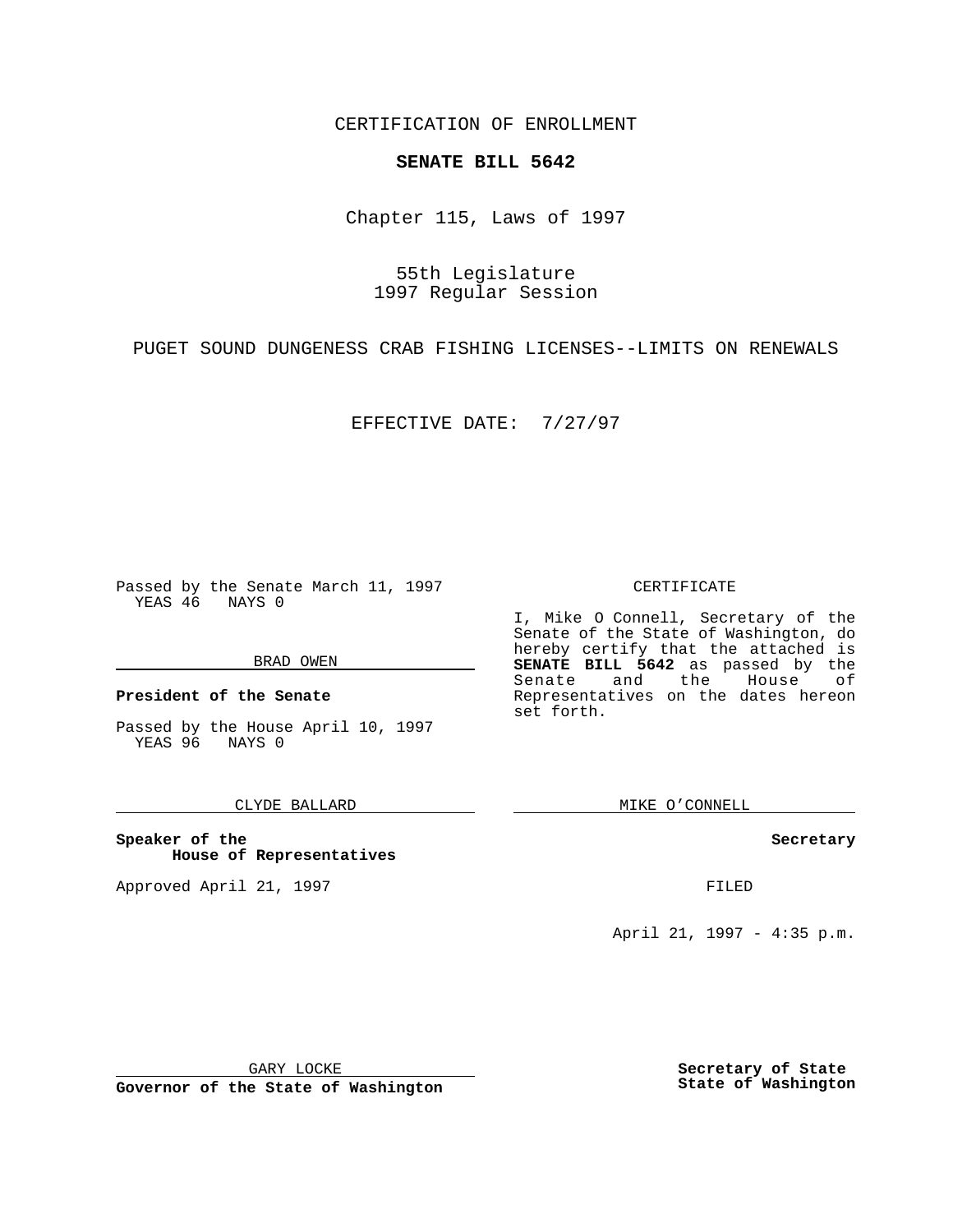CERTIFICATION OF ENROLLMENT

# SENATE BILL 5642

Chapter 115, Laws of 1997

55th Legislature
1997 Regular Session

PUGET SOUND DUNGENESS CRAB FISHING LICENSES--LIMITS ON RENEWALS

EFFECTIVE DATE: 7/27/97

Passed by the Senate March 11, 1997
YEAS 46 NAYS 0

BRAD OWEN

**President of the Senate**

Passed by the House April 10, 1997
YEAS 96 NAYS 0

CLYDE BALLARD

**Speaker of the House of Representatives**

Approved April 21, 1997

GARY LOCKE

**Governor of the State of Washington**

CERTIFICATE

I, Mike O Connell, Secretary of the Senate of the State of Washington, do hereby certify that the attached is **SENATE BILL 5642** as passed by the Senate and the House of Representatives on the dates hereon set forth.

MIKE O'CONNELL

**Secretary**

FILED

April 21, 1997 - 4:35 p.m.

**Secretary of State**
**State of Washington**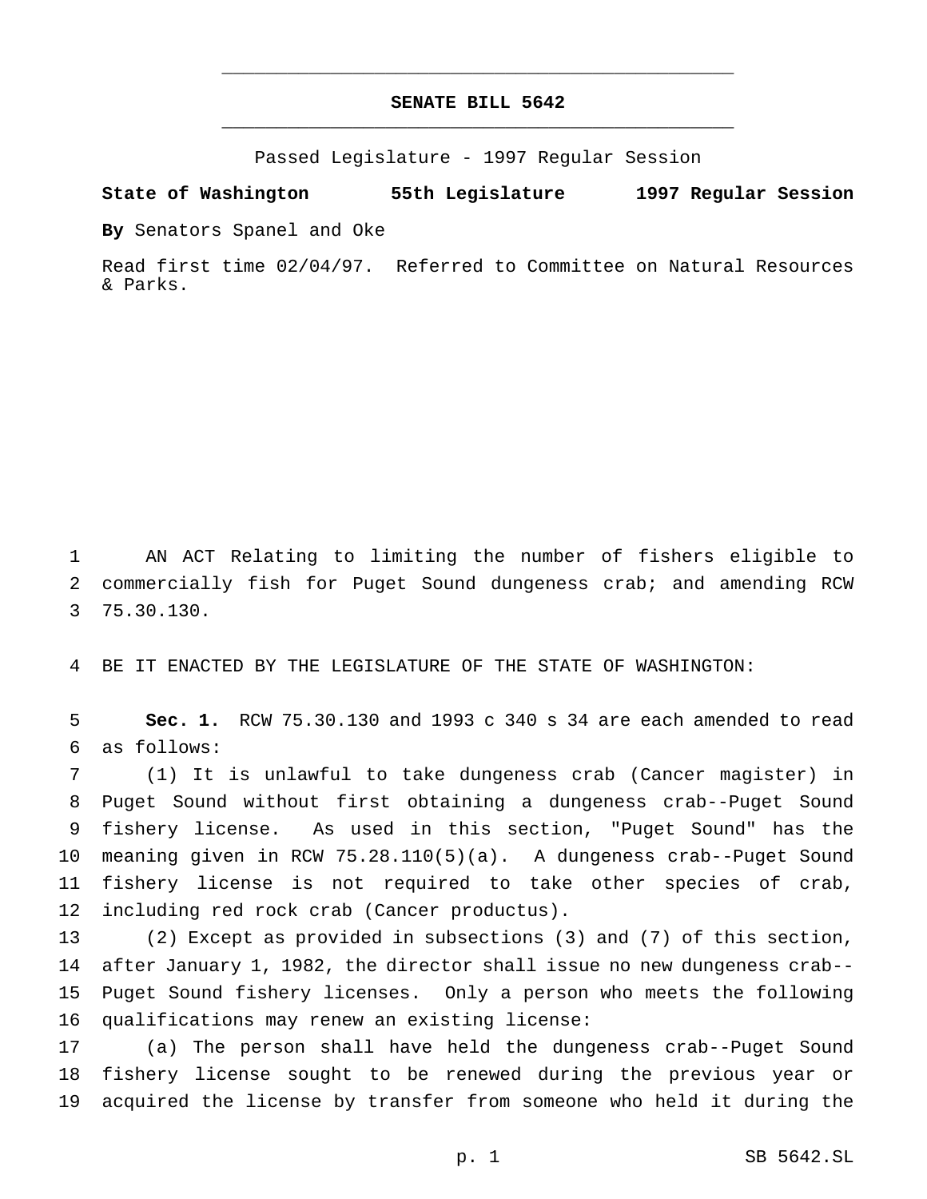# SENATE BILL 5642

Passed Legislature - 1997 Regular Session

**State of Washington 55th Legislature 1997 Regular Session**

**By** Senators Spanel and Oke

Read first time 02/04/97. Referred to Committee on Natural Resources & Parks.

1 AN ACT Relating to limiting the number of fishers eligible to 2 commercially fish for Puget Sound dungeness crab; and amending RCW 3 75.30.130.

4 BE IT ENACTED BY THE LEGISLATURE OF THE STATE OF WASHINGTON:

5 **Sec. 1.** RCW 75.30.130 and 1993 c 340 s 34 are each amended to read 6 as follows:

7 (1) It is unlawful to take dungeness crab (Cancer magister) in 8 Puget Sound without first obtaining a dungeness crab--Puget Sound 9 fishery license. As used in this section, "Puget Sound" has the 10 meaning given in RCW 75.28.110(5)(a). A dungeness crab--Puget Sound 11 fishery license is not required to take other species of crab, 12 including red rock crab (Cancer productus).

13 (2) Except as provided in subsections (3) and (7) of this section, 14 after January 1, 1982, the director shall issue no new dungeness crab-- 15 Puget Sound fishery licenses. Only a person who meets the following 16 qualifications may renew an existing license:

17 (a) The person shall have held the dungeness crab--Puget Sound 18 fishery license sought to be renewed during the previous year or 19 acquired the license by transfer from someone who held it during the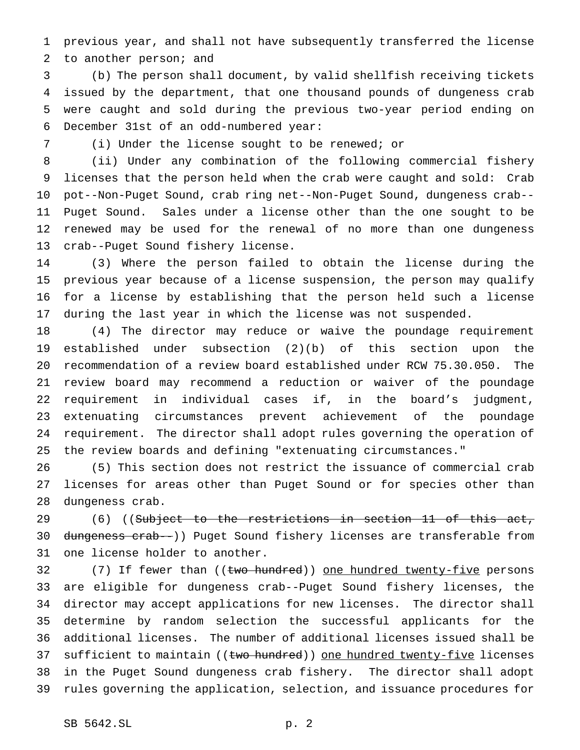previous year, and shall not have subsequently transferred the license to another person; and

(b) The person shall document, by valid shellfish receiving tickets issued by the department, that one thousand pounds of dungeness crab were caught and sold during the previous two-year period ending on December 31st of an odd-numbered year:

(i) Under the license sought to be renewed; or

(ii) Under any combination of the following commercial fishery licenses that the person held when the crab were caught and sold: Crab pot--Non-Puget Sound, crab ring net--Non-Puget Sound, dungeness crab--Puget Sound. Sales under a license other than the one sought to be renewed may be used for the renewal of no more than one dungeness crab--Puget Sound fishery license.

(3) Where the person failed to obtain the license during the previous year because of a license suspension, the person may qualify for a license by establishing that the person held such a license during the last year in which the license was not suspended.

(4) The director may reduce or waive the poundage requirement established under subsection (2)(b) of this section upon the recommendation of a review board established under RCW 75.30.050. The review board may recommend a reduction or waiver of the poundage requirement in individual cases if, in the board's judgment, extenuating circumstances prevent achievement of the poundage requirement. The director shall adopt rules governing the operation of the review boards and defining "extenuating circumstances."

(5) This section does not restrict the issuance of commercial crab licenses for areas other than Puget Sound or for species other than dungeness crab.

(6) ((~~Subject to the restrictions in section 11 of this act, dungeness crab--~~)) Puget Sound fishery licenses are transferable from one license holder to another.

(7) If fewer than ((~~two hundred~~)) <u>one hundred twenty-five</u> persons are eligible for dungeness crab--Puget Sound fishery licenses, the director may accept applications for new licenses. The director shall determine by random selection the successful applicants for the additional licenses. The number of additional licenses issued shall be sufficient to maintain ((~~two hundred~~)) <u>one hundred twenty-five</u> licenses in the Puget Sound dungeness crab fishery. The director shall adopt rules governing the application, selection, and issuance procedures for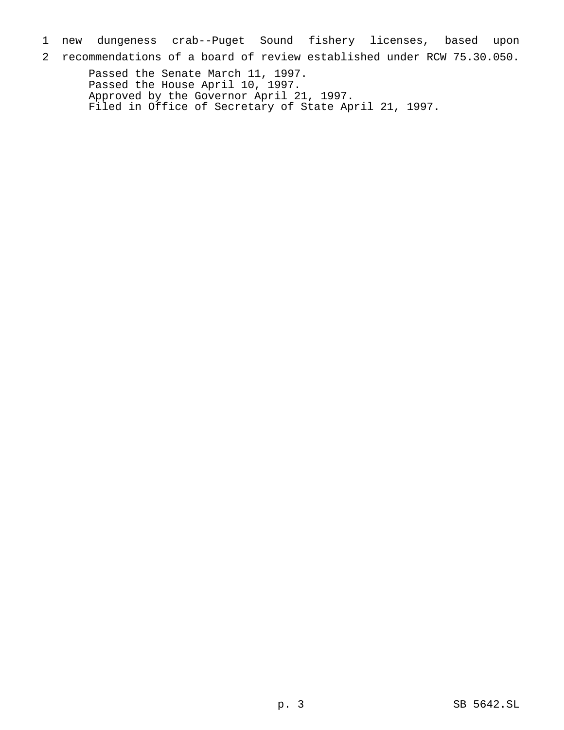new dungeness crab--Puget Sound fishery licenses, based upon recommendations of a board of review established under RCW 75.30.050.

Passed the Senate March 11, 1997.
Passed the House April 10, 1997.
Approved by the Governor April 21, 1997.
Filed in Office of Secretary of State April 21, 1997.